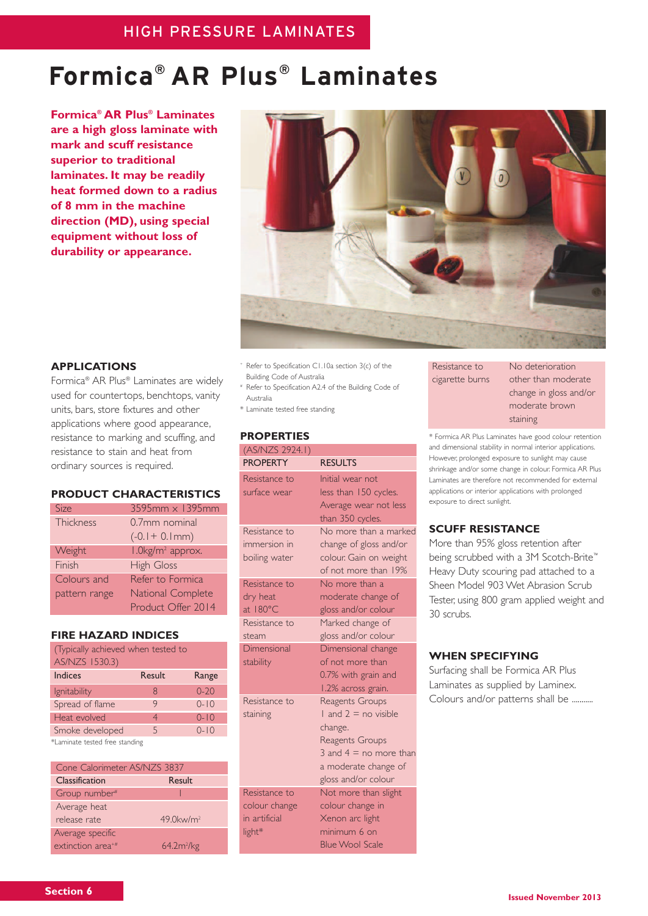HIGH PRESSURE LAMINATES

# Formica® AR Plus® Laminates

**Formica® AR Plus® Laminates are a high gloss laminate with mark and scuff resistance superior to traditional laminates. It may be readily heat formed down to a radius of 8 mm in the machine direction (MD), using special equipment without loss of durability or appearance.**

## APPLICATIONS

Formica® AR Plus® Laminates are widely used for countertops, benchtops, vanity units, bars, store fixtures and other applications where good appearance, resistance to marking and scuffing, and resistance to stain and heat from ordinary sources is required.

## PRODUCT CHARACTERISTICS

| | |
|---|---|
| Size | 3595mm x 1395mm |
| Thickness | 0.7mm nominal (-0.1+ 0.1mm) |
| Weight | 1.0kg/m² approx. |
| Finish | High Gloss |
| Colours and pattern range | Refer to Formica National Complete Product Offer 2014 |

## FIRE HAZARD INDICES

| (Typically achieved when tested to AS/NZS 1530.3) | | |
|---|---|---|
| **Indices** | **Result** | **Range** |
| Ignitability | 8 | 0-20 |
| Spread of flame | 9 | 0-10 |
| Heat evolved | 4 | 0-10 |
| Smoke developed | 5 | 0-10 |

*Laminate tested free standing

| Cone Calorimeter AS/NZS 3837 | |
|---|---|
| **Classification** | **Result** |
| Group number# | 1 |
| Average heat release rate | 49.0kw/m² |
| Average specific extinction area+# | 64.2m²/kg |

+ Refer to Specification C1.10a section 3(c) of the Building Code of Australia
# Refer to Specification A2.4 of the Building Code of Australia
* Laminate tested free standing

## PROPERTIES

| (AS/NZS 2924.1) | |
|---|---|
| **PROPERTY** | **RESULTS** |
| Resistance to surface wear | Initial wear not less than 150 cycles. Average wear not less than 350 cycles. |
| Resistance to immersion in boiling water | No more than a marked change of gloss and/or colour. Gain on weight of not more than 19% |
| Resistance to dry heat at 180°C | No more than a moderate change of gloss and/or colour |
| Resistance to steam | Marked change of gloss and/or colour |
| Dimensional stability | Dimensional change of not more than 0.7% with grain and 1.2% across grain. |
| Resistance to staining | Reagents Groups 1 and 2 = no visible change. Reagents Groups 3 and 4 = no more than a moderate change of gloss and/or colour |
| Resistance to colour change in artificial light* | Not more than slight colour change in Xenon arc light minimum 6 on Blue Wool Scale |
| Resistance to cigarette burns | No deterioration other than moderate change in gloss and/or moderate brown staining |

* Formica AR Plus Laminates have good colour retention and dimensional stability in normal interior applications. However, prolonged exposure to sunlight may cause shrinkage and/or some change in colour. Formica AR Plus Laminates are therefore not recommended for external applications or interior applications with prolonged exposure to direct sunlight.

## SCUFF RESISTANCE

More than 95% gloss retention after being scrubbed with a 3M Scotch-Brite™ Heavy Duty scouring pad attached to a Sheen Model 903 Wet Abrasion Scrub Tester, using 800 gram applied weight and 30 scrubs.

## WHEN SPECIFYING

Surfacing shall be Formica AR Plus Laminates as supplied by Laminex. Colours and/or patterns shall be ..........

Section 6

Issued November 2013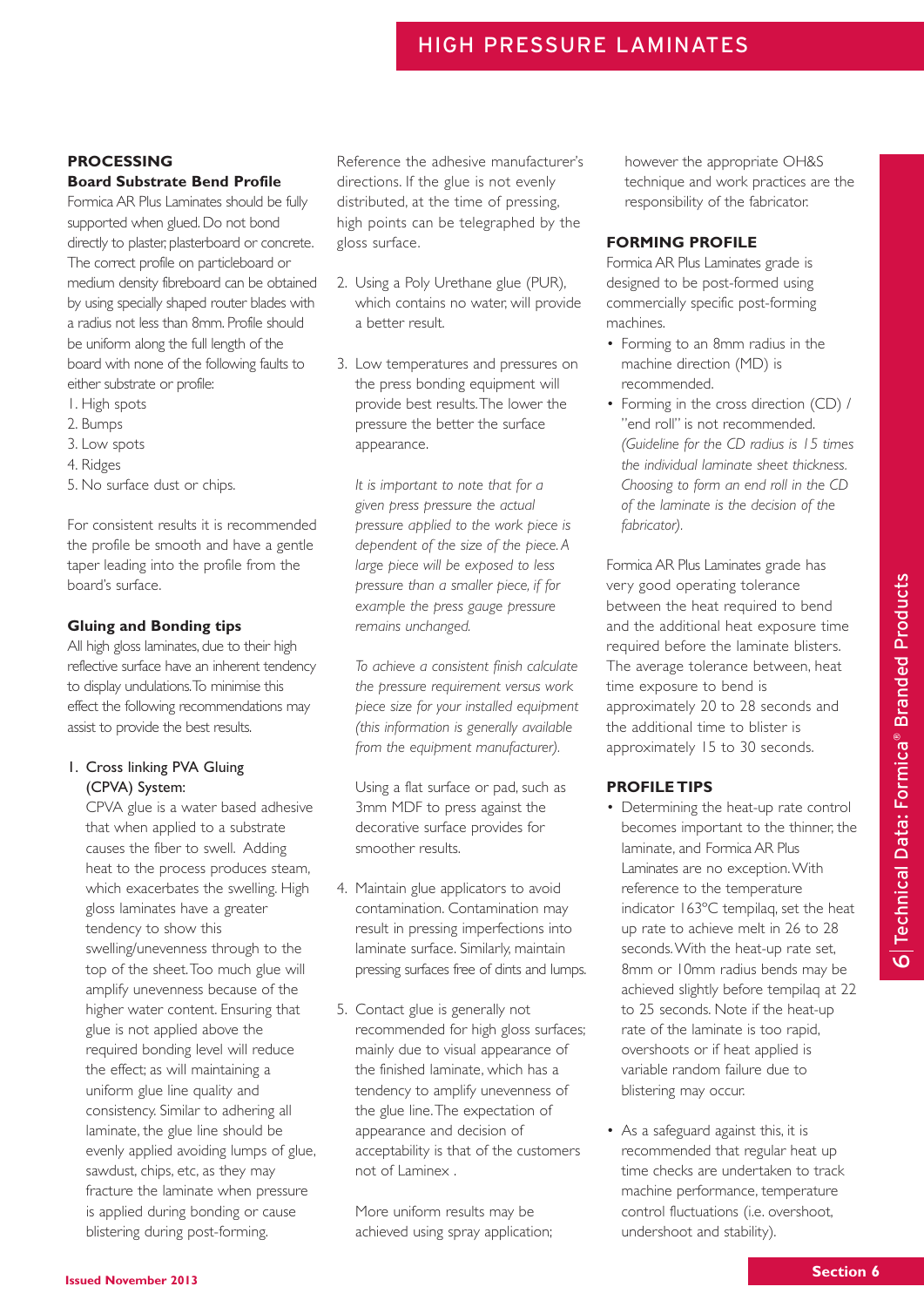## PROCESSING

### Board Substrate Bend Profile

Formica AR Plus Laminates should be fully supported when glued. Do not bond directly to plaster, plasterboard or concrete. The correct profile on particleboard or medium density fibreboard can be obtained by using specially shaped router blades with a radius not less than 8mm. Profile should be uniform along the full length of the board with none of the following faults to either substrate or profile:

1. High spots
2. Bumps
3. Low spots
4. Ridges
5. No surface dust or chips.

For consistent results it is recommended the profile be smooth and have a gentle taper leading into the profile from the board's surface.

### Gluing and Bonding tips

All high gloss laminates, due to their high reflective surface have an inherent tendency to display undulations. To minimise this effect the following recommendations may assist to provide the best results.

1. Cross linking PVA Gluing (CPVA) System:
   CPVA glue is a water based adhesive that when applied to a substrate causes the fiber to swell. Adding heat to the process produces steam, which exacerbates the swelling. High gloss laminates have a greater tendency to show this swelling/unevenness through to the top of the sheet. Too much glue will amplify unevenness because of the higher water content. Ensuring that glue is not applied above the required bonding level will reduce the effect; as will maintaining a uniform glue line quality and consistency. Similar to adhering all laminate, the glue line should be evenly applied avoiding lumps of glue, sawdust, chips, etc, as they may fracture the laminate when pressure is applied during bonding or cause blistering during post-forming.

   Reference the adhesive manufacturer's directions. If the glue is not evenly distributed, at the time of pressing, high points can be telegraphed by the gloss surface.

2. Using a Poly Urethane glue (PUR), which contains no water, will provide a better result.

3. Low temperatures and pressures on the press bonding equipment will provide best results. The lower the pressure the better the surface appearance.

   *It is important to note that for a given press pressure the actual pressure applied to the work piece is dependent of the size of the piece. A large piece will be exposed to less pressure than a smaller piece, if for example the press gauge pressure remains unchanged.*

   *To achieve a consistent finish calculate the pressure requirement versus work piece size for your installed equipment (this information is generally available from the equipment manufacturer).*

   Using a flat surface or pad, such as 3mm MDF to press against the decorative surface provides for smoother results.

4. Maintain glue applicators to avoid contamination. Contamination may result in pressing imperfections into laminate surface. Similarly, maintain pressing surfaces free of dints and lumps.

5. Contact glue is generally not recommended for high gloss surfaces; mainly due to visual appearance of the finished laminate, which has a tendency to amplify unevenness of the glue line. The expectation of appearance and decision of acceptability is that of the customers not of Laminex .

   More uniform results may be achieved using spray application; however the appropriate OH&S technique and work practices are the responsibility of the fabricator.

## FORMING PROFILE

Formica AR Plus Laminates grade is designed to be post-formed using commercially specific post-forming machines.

- Forming to an 8mm radius in the machine direction (MD) is recommended.
- Forming in the cross direction (CD) / "end roll" is not recommended. *(Guideline for the CD radius is 15 times the individual laminate sheet thickness. Choosing to form an end roll in the CD of the laminate is the decision of the fabricator).*

Formica AR Plus Laminates grade has very good operating tolerance between the heat required to bend and the additional heat exposure time required before the laminate blisters. The average tolerance between, heat time exposure to bend is approximately 20 to 28 seconds and the additional time to blister is approximately 15 to 30 seconds.

## PROFILE TIPS

- Determining the heat-up rate control becomes important to the thinner, the laminate, and Formica AR Plus Laminates are no exception. With reference to the temperature indicator 163°C tempilaq, set the heat up rate to achieve melt in 26 to 28 seconds. With the heat-up rate set, 8mm or 10mm radius bends may be achieved slightly before tempilaq at 22 to 25 seconds. Note if the heat-up rate of the laminate is too rapid, overshoots or if heat applied is variable random failure due to blistering may occur.

- As a safeguard against this, it is recommended that regular heat up time checks are undertaken to track machine performance, temperature control fluctuations (i.e. overshoot, undershoot and stability).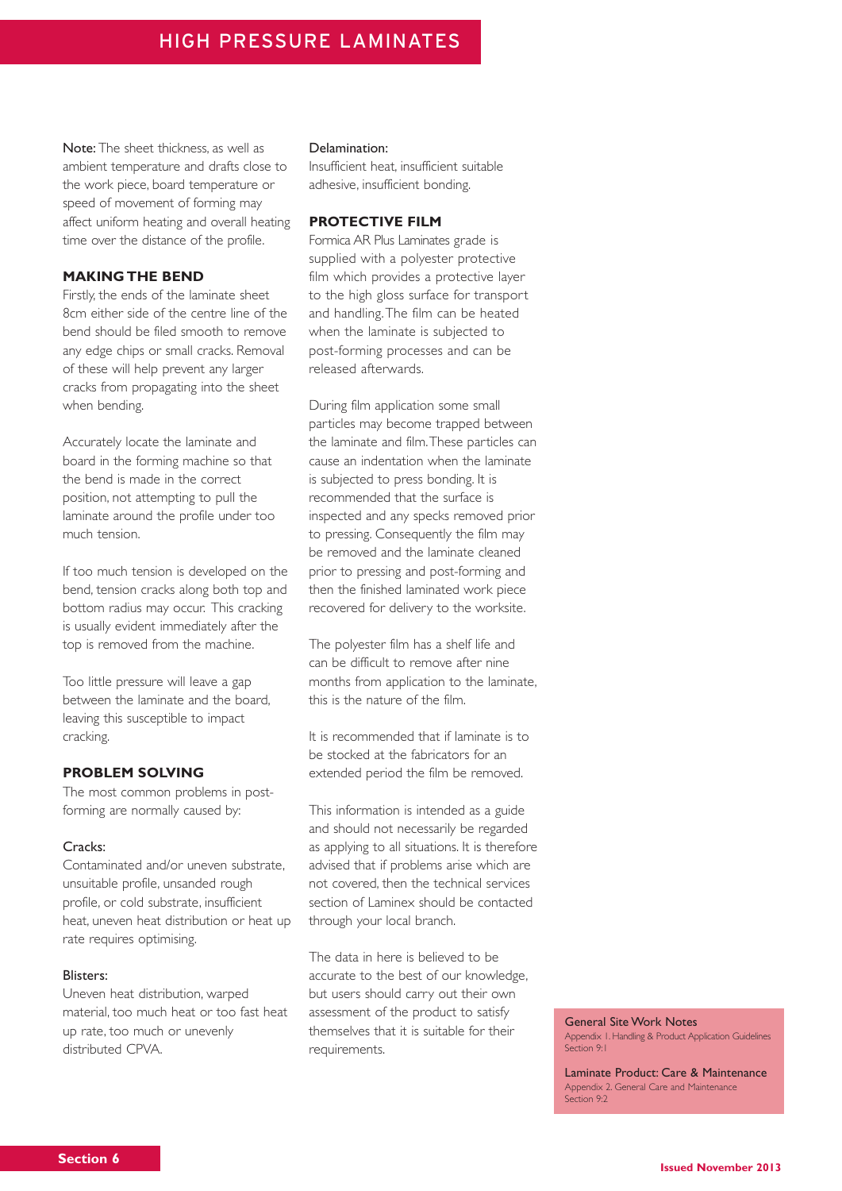**Note:** The sheet thickness, as well as ambient temperature and drafts close to the work piece, board temperature or speed of movement of forming may affect uniform heating and overall heating time over the distance of the profile.

## MAKING THE BEND

Firstly, the ends of the laminate sheet 8cm either side of the centre line of the bend should be filed smooth to remove any edge chips or small cracks. Removal of these will help prevent any larger cracks from propagating into the sheet when bending.

Accurately locate the laminate and board in the forming machine so that the bend is made in the correct position, not attempting to pull the laminate around the profile under too much tension.

If too much tension is developed on the bend, tension cracks along both top and bottom radius may occur. This cracking is usually evident immediately after the top is removed from the machine.

Too little pressure will leave a gap between the laminate and the board, leaving this susceptible to impact cracking.

## PROBLEM SOLVING

The most common problems in post-forming are normally caused by:

Cracks:
Contaminated and/or uneven substrate, unsuitable profile, unsanded rough profile, or cold substrate, insufficient heat, uneven heat distribution or heat up rate requires optimising.

Blisters:
Uneven heat distribution, warped material, too much heat or too fast heat up rate, too much or unevenly distributed CPVA.

Delamination:
Insufficient heat, insufficient suitable adhesive, insufficient bonding.

## PROTECTIVE FILM

Formica AR Plus Laminates grade is supplied with a polyester protective film which provides a protective layer to the high gloss surface for transport and handling. The film can be heated when the laminate is subjected to post-forming processes and can be released afterwards.

During film application some small particles may become trapped between the laminate and film. These particles can cause an indentation when the laminate is subjected to press bonding. It is recommended that the surface is inspected and any specks removed prior to pressing. Consequently the film may be removed and the laminate cleaned prior to pressing and post-forming and then the finished laminated work piece recovered for delivery to the worksite.

The polyester film has a shelf life and can be difficult to remove after nine months from application to the laminate, this is the nature of the film.

It is recommended that if laminate is to be stocked at the fabricators for an extended period the film be removed.

This information is intended as a guide and should not necessarily be regarded as applying to all situations. It is therefore advised that if problems arise which are not covered, then the technical services section of Laminex should be contacted through your local branch.

The data in here is believed to be accurate to the best of our knowledge, but users should carry out their own assessment of the product to satisfy themselves that it is suitable for their requirements.

General Site Work Notes
Appendix 1. Handling & Product Application Guidelines
Section 9:1

Laminate Product: Care & Maintenance
Appendix 2. General Care and Maintenance
Section 9:2